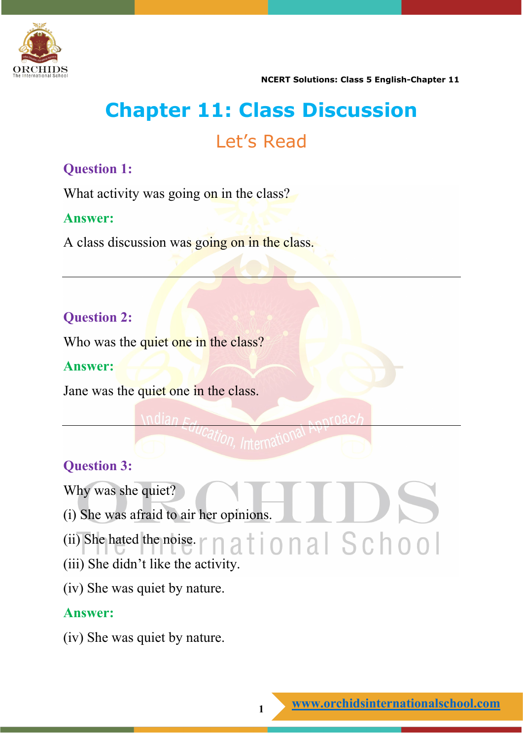# Chapter 11: Class Discussion

## Let's Read

**Question 1:**

What activity was going on in the class?

**Answer:**

A class discussion was going on in the class.

---

**Question 2:**

Who was the quiet one in the class?

**Answer:**

Jane was the quiet one in the class.

---

**Question 3:**

Why was she quiet?

(i) She was afraid to air her opinions.

(ii) She hated the noise.

(iii) She didn't like the activity.

(iv) She was quiet by nature.

**Answer:**

(iv) She was quiet by nature.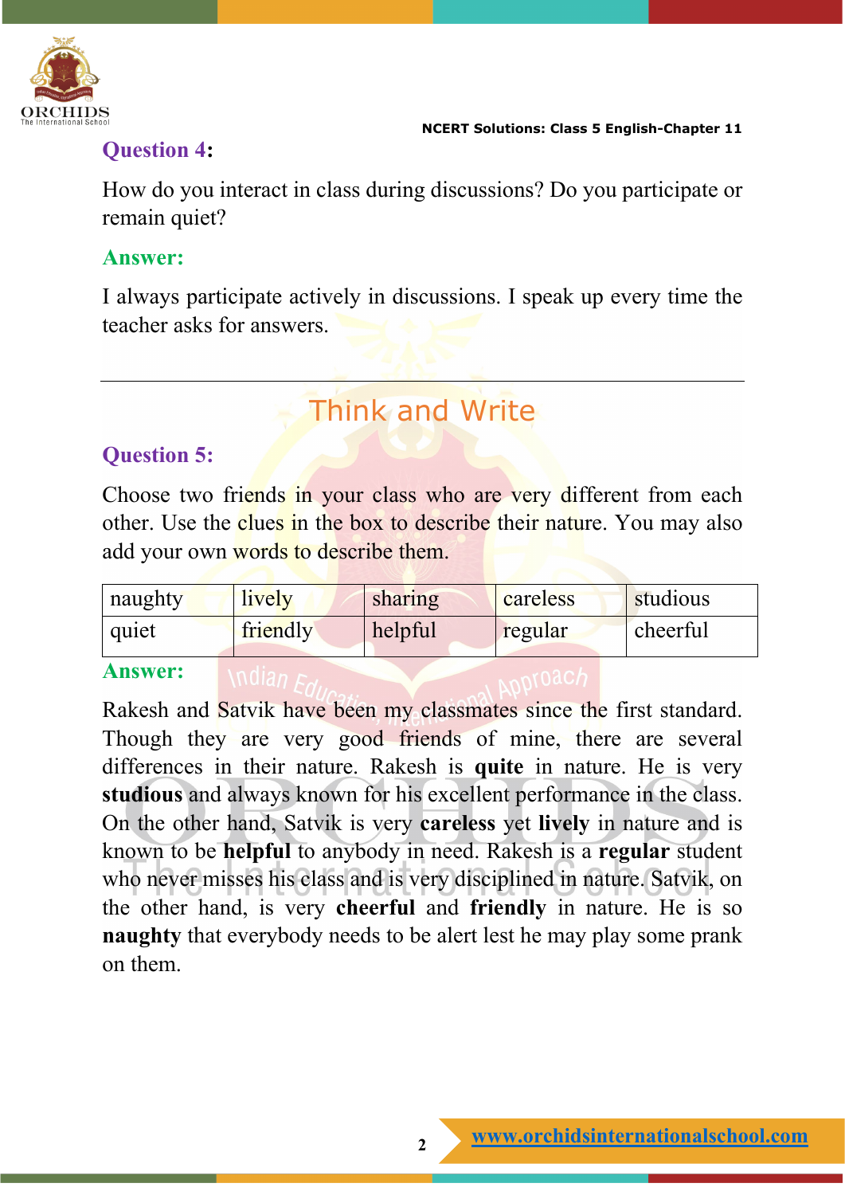**Question 4:**

How do you interact in class during discussions? Do you participate or remain quiet?

**Answer:**

I always participate actively in discussions. I speak up every time the teacher asks for answers.

---

## Think and Write

**Question 5:**

Choose two friends in your class who are very different from each other. Use the clues in the box to describe their nature. You may also add your own words to describe them.

| naughty | lively | sharing | careless | studious |
|---|---|---|---|---|
| quiet | friendly | helpful | regular | cheerful |

**Answer:**

Rakesh and Satvik have been my classmates since the first standard. Though they are very good friends of mine, there are several differences in their nature. Rakesh is **quite** in nature. He is very **studious** and always known for his excellent performance in the class. On the other hand, Satvik is very **careless** yet **lively** in nature and is known to be **helpful** to anybody in need. Rakesh is a **regular** student who never misses his class and is very disciplined in nature. Satvik, on the other hand, is very **cheerful** and **friendly** in nature. He is so **naughty** that everybody needs to be alert lest he may play some prank on them.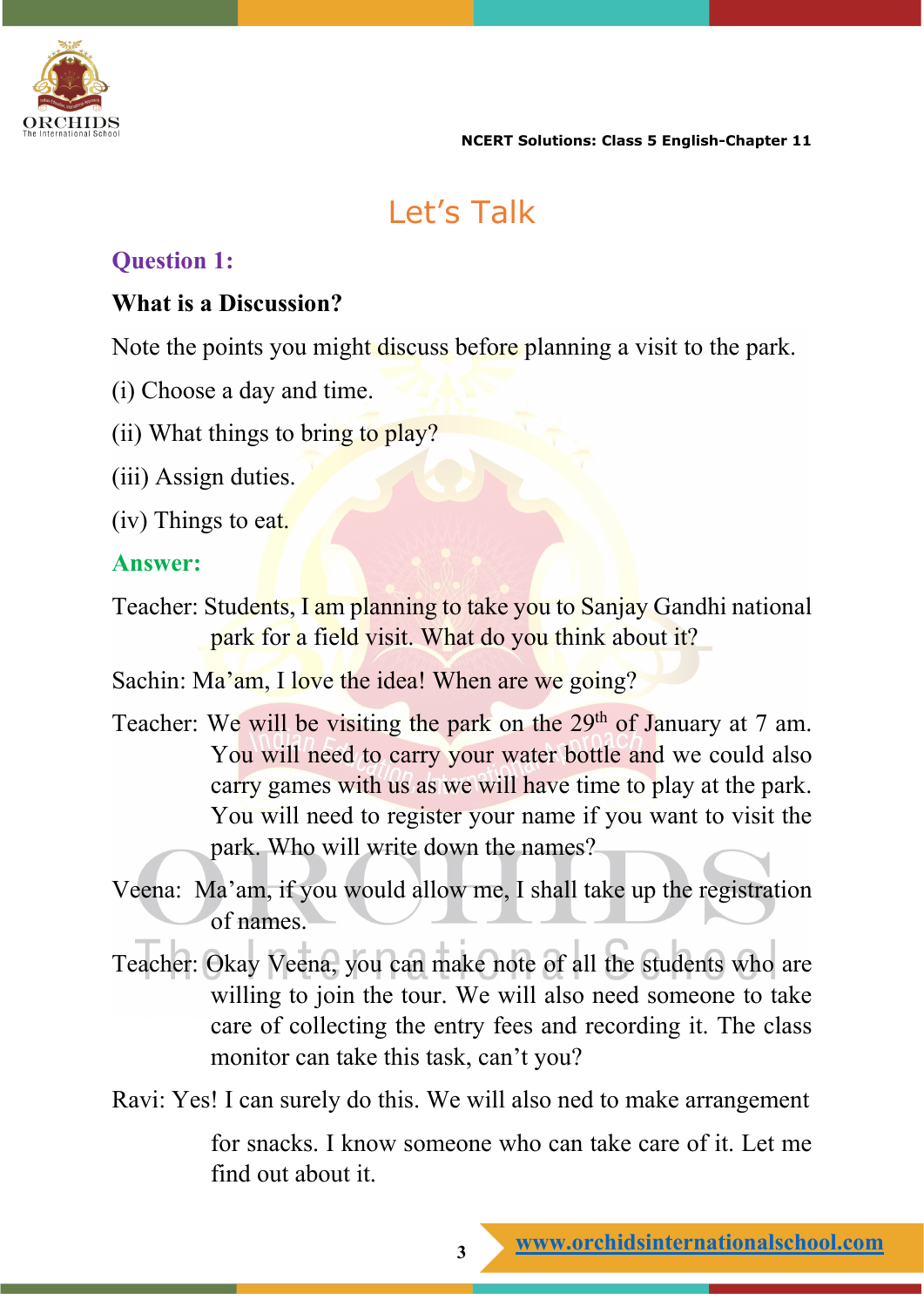# Let's Talk

**Question 1:**

**What is a Discussion?**

Note the points you might discuss before planning a visit to the park.

(i) Choose a day and time.

(ii) What things to bring to play?

(iii) Assign duties.

(iv) Things to eat.

**Answer:**

Teacher: Students, I am planning to take you to Sanjay Gandhi national park for a field visit. What do you think about it?

Sachin: Ma'am, I love the idea! When are we going?

Teacher: We will be visiting the park on the 29th of January at 7 am. You will need to carry your water bottle and we could also carry games with us as we will have time to play at the park. You will need to register your name if you want to visit the park. Who will write down the names?

Veena: Ma'am, if you would allow me, I shall take up the registration of names.

Teacher: Okay Veena, you can make note of all the students who are willing to join the tour. We will also need someone to take care of collecting the entry fees and recording it. The class monitor can take this task, can't you?

Ravi: Yes! I can surely do this. We will also ned to make arrangement for snacks. I know someone who can take care of it. Let me find out about it.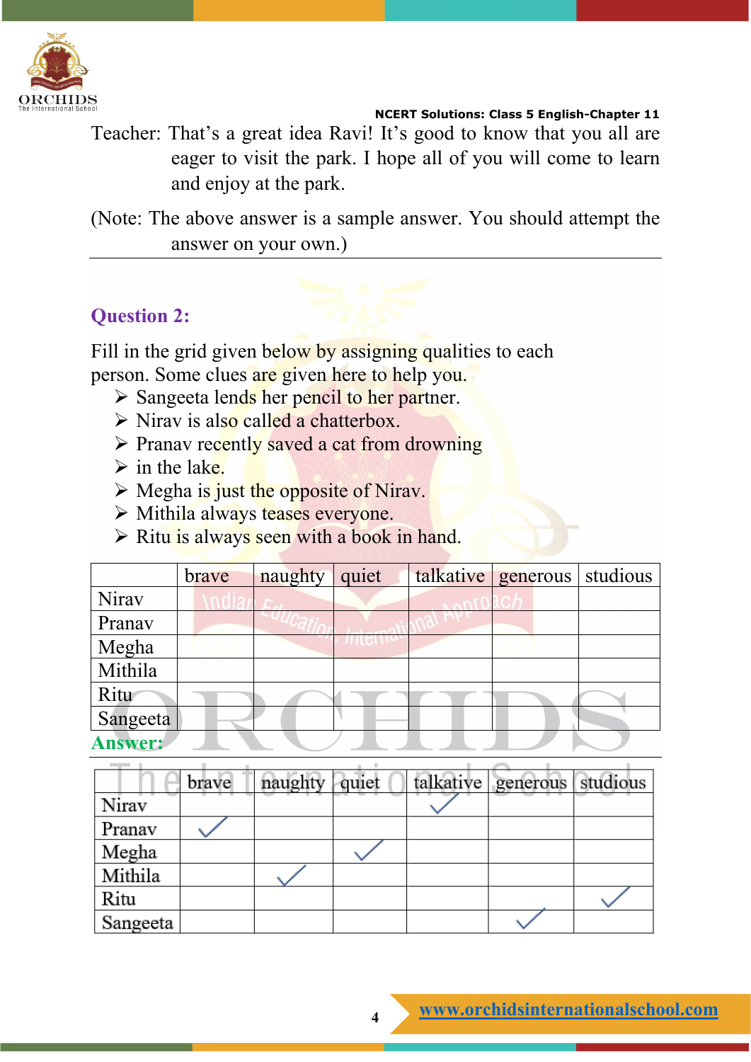Teacher: That's a great idea Ravi! It's good to know that you all are eager to visit the park. I hope all of you will come to learn and enjoy at the park.

(Note: The above answer is a sample answer. You should attempt the answer on your own.)

---

## Question 2:

Fill in the grid given below by assigning qualities to each person. Some clues are given here to help you.

- Sangeeta lends her pencil to her partner.
- Nirav is also called a chatterbox.
- Pranav recently saved a cat from drowning
- in the lake.
- Megha is just the opposite of Nirav.
- Mithila always teases everyone.
- Ritu is always seen with a book in hand.

| | brave | naughty | quiet | talkative | generous | studious |
|---|---|---|---|---|---|---|
| Nirav | | | | | | |
| Pranav | | | | | | |
| Megha | | | | | | |
| Mithila | | | | | | |
| Ritu | | | | | | |
| Sangeeta | | | | | | |

**Answer:**

| | brave | naughty | quiet | talkative | generous | studious |
|---|---|---|---|---|---|---|
| Nirav | | | | ✓ | | |
| Pranav | ✓ | | | | | |
| Megha | | | ✓ | | | |
| Mithila | | ✓ | | | | |
| Ritu | | | | | | ✓ |
| Sangeeta | | | | | ✓ | |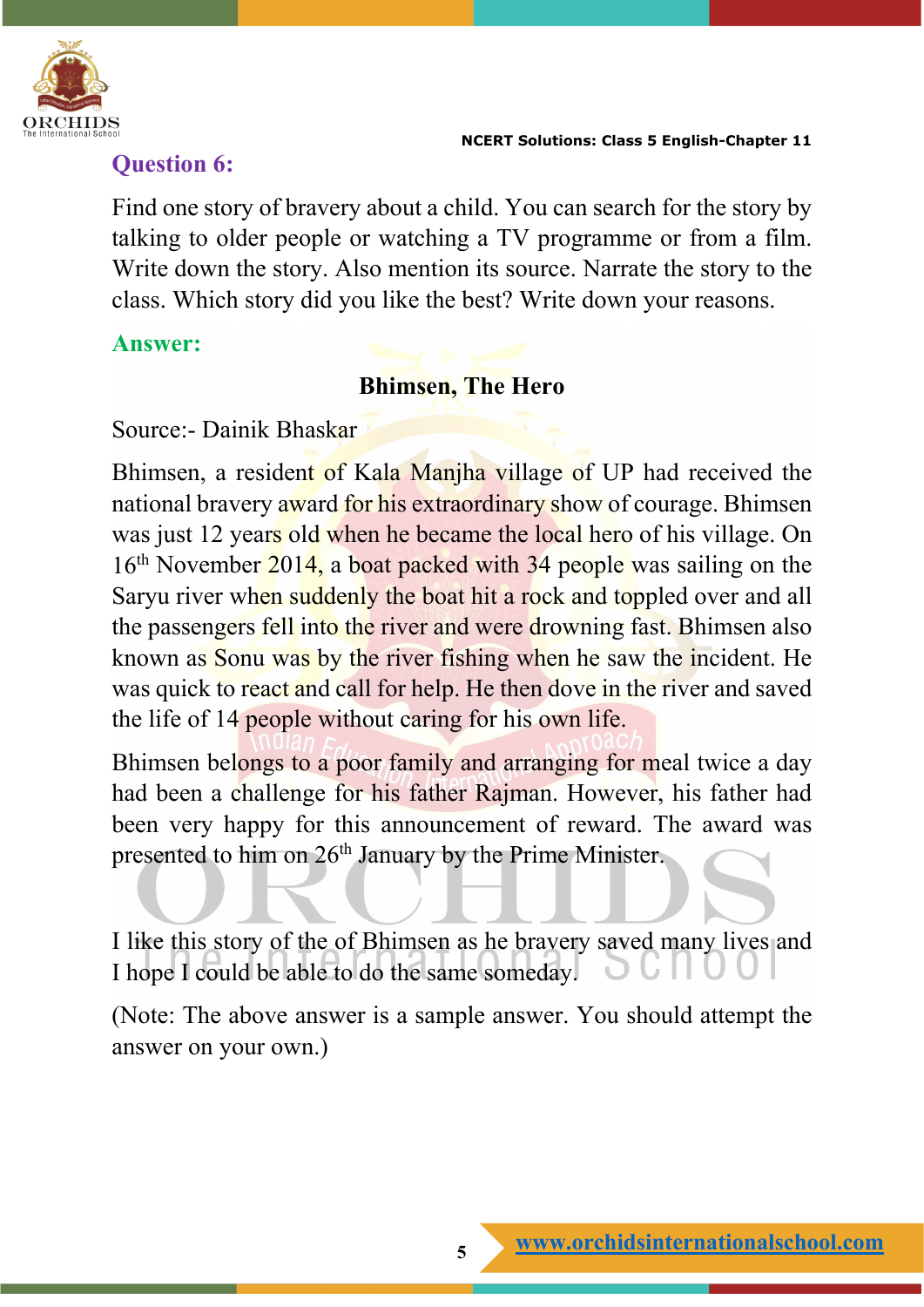## Question 6:

Find one story of bravery about a child. You can search for the story by talking to older people or watching a TV programme or from a film. Write down the story. Also mention its source. Narrate the story to the class. Which story did you like the best? Write down your reasons.

**Answer:**

**Bhimsen, The Hero**

Source:- Dainik Bhaskar

Bhimsen, a resident of Kala Manjha village of UP had received the national bravery award for his extraordinary show of courage. Bhimsen was just 12 years old when he became the local hero of his village. On 16th November 2014, a boat packed with 34 people was sailing on the Saryu river when suddenly the boat hit a rock and toppled over and all the passengers fell into the river and were drowning fast. Bhimsen also known as Sonu was by the river fishing when he saw the incident. He was quick to react and call for help. He then dove in the river and saved the life of 14 people without caring for his own life.

Bhimsen belongs to a poor family and arranging for meal twice a day had been a challenge for his father Rajman. However, his father had been very happy for this announcement of reward. The award was presented to him on 26th January by the Prime Minister.

I like this story of the of Bhimsen as he bravery saved many lives and I hope I could be able to do the same someday.

(Note: The above answer is a sample answer. You should attempt the answer on your own.)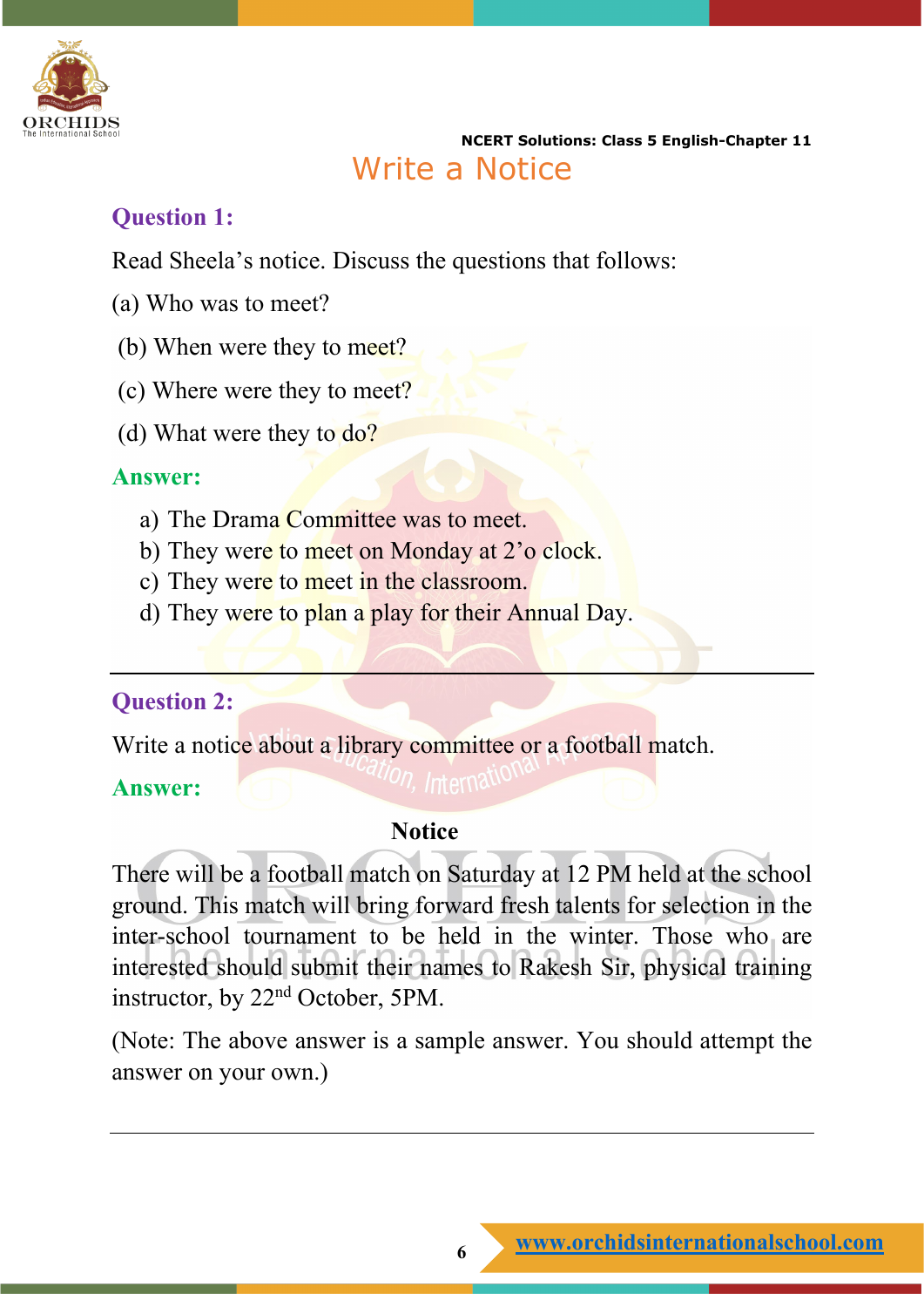# Write a Notice

**Question 1:**

Read Sheela's notice. Discuss the questions that follows:

(a) Who was to meet?

(b) When were they to meet?

(c) Where were they to meet?

(d) What were they to do?

**Answer:**

a) The Drama Committee was to meet.
b) They were to meet on Monday at 2'o clock.
c) They were to meet in the classroom.
d) They were to plan a play for their Annual Day.

---

**Question 2:**

Write a notice about a library committee or a football match.

**Answer:**

**Notice**

There will be a football match on Saturday at 12 PM held at the school ground. This match will bring forward fresh talents for selection in the inter-school tournament to be held in the winter. Those who are interested should submit their names to Rakesh Sir, physical training instructor, by 22nd October, 5PM.

(Note: The above answer is a sample answer. You should attempt the answer on your own.)